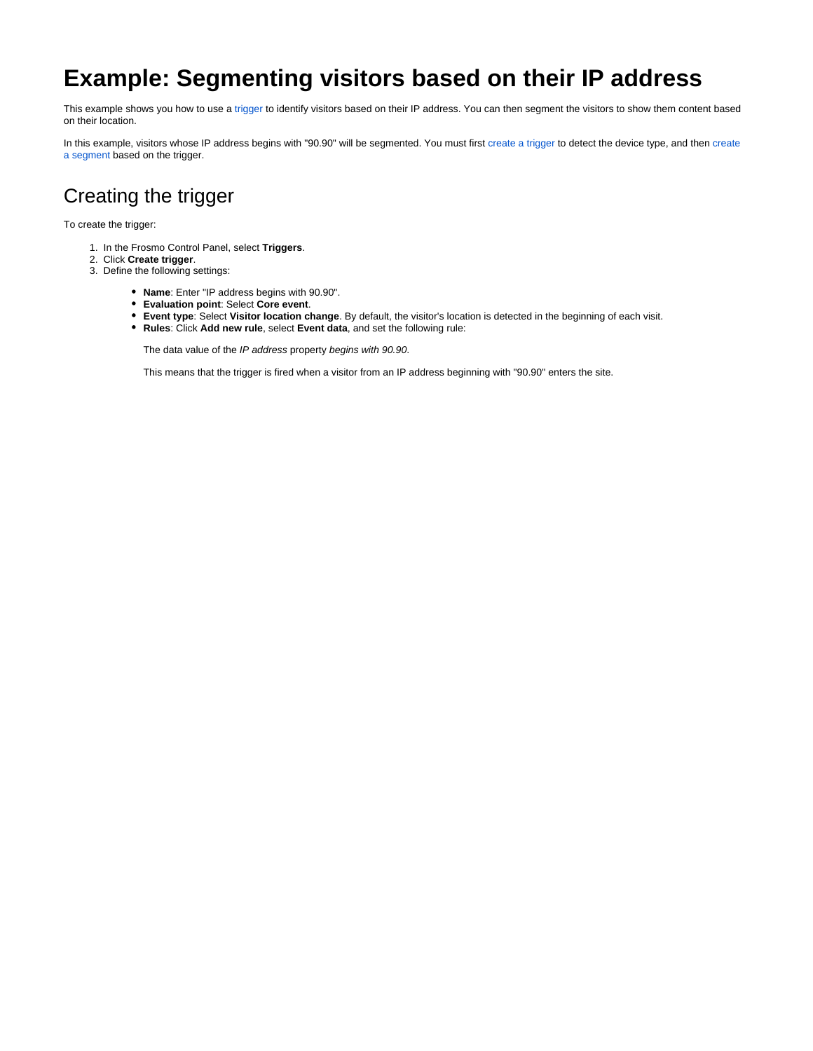# Example: Segmenting visitors based on their IP address

This example shows you how to use a trigger to identify visitors based on their IP address. You can then segment the visitors to show them content based on their location.

In this example, visitors whose IP address begins with "90.90" will be segmented. You must first create a trigger to detect the device type, and then create a segment based on the trigger.

## Creating the trigger

To create the trigger:

1. In the Frosmo Control Panel, select **Triggers**.
2. Click **Create trigger**.
3. Define the following settings:
   - **Name**: Enter "IP address begins with 90.90".
   - **Evaluation point**: Select **Core event**.
   - **Event type**: Select **Visitor location change**. By default, the visitor's location is detected in the beginning of each visit.
   - **Rules**: Click **Add new rule**, select **Event data**, and set the following rule:

     The data value of the *IP address* property *begins with 90.90*.

     This means that the trigger is fired when a visitor from an IP address beginning with "90.90" enters the site.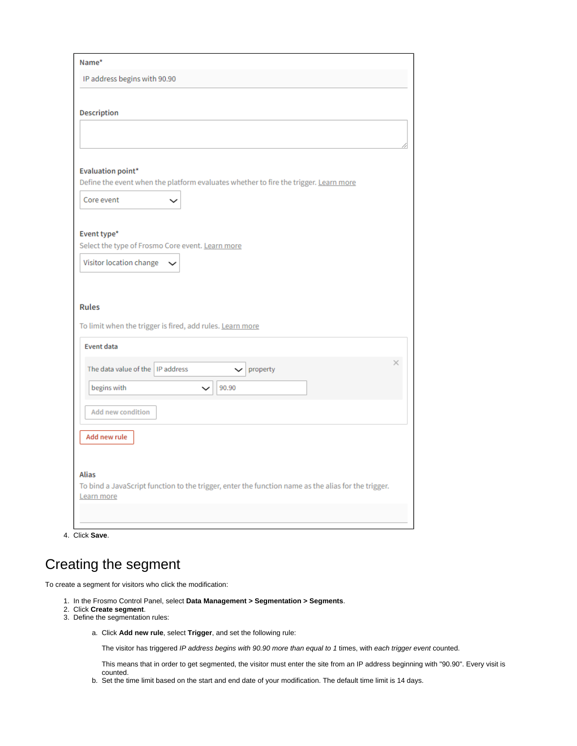Name*

IP address begins with 90.90

Description

Evaluation point*

Define the event when the platform evaluates whether to fire the trigger. Learn more

Core event

Event type*

Select the type of Frosmo Core event. Learn more

Visitor location change

Rules

To limit when the trigger is fired, add rules. Learn more

Event data

The data value of the IP address property

begins with 90.90

Add new condition

Add new rule

Alias

To bind a JavaScript function to the trigger, enter the function name as the alias for the trigger. Learn more

4. Click **Save**.

# Creating the segment

To create a segment for visitors who click the modification:

1. In the Frosmo Control Panel, select **Data Management > Segmentation > Segments**.
2. Click **Create segment**.
3. Define the segmentation rules:
    a. Click **Add new rule**, select **Trigger**, and set the following rule:

       The visitor has triggered *IP address begins with 90.90 more than equal to 1* times, with *each trigger event* counted.

       This means that in order to get segmented, the visitor must enter the site from an IP address beginning with "90.90". Every visit is counted.
    b. Set the time limit based on the start and end date of your modification. The default time limit is 14 days.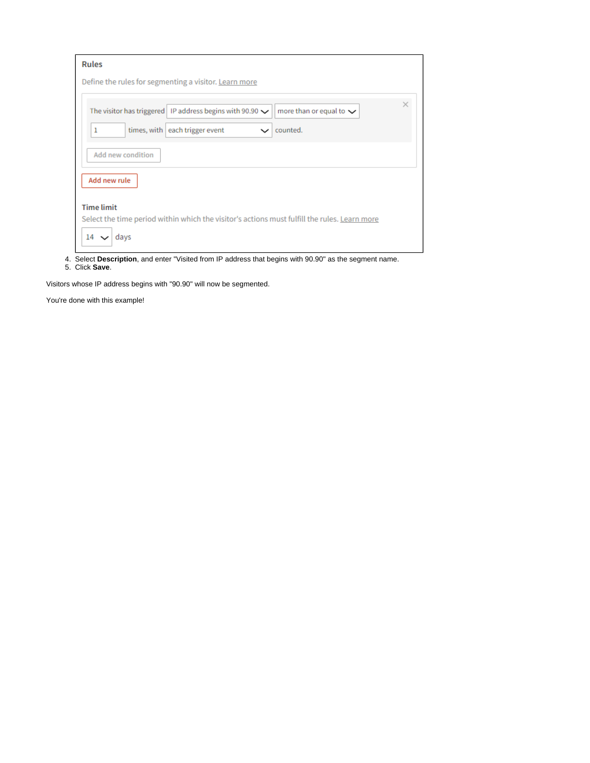Rules

Define the rules for segmenting a visitor. Learn more

The visitor has triggered IP address begins with 90.90 more than or equal to

1 times, with each trigger event counted.

Add new condition

Add new rule

Time limit

Select the time period within which the visitor's actions must fulfill the rules. Learn more

14 days

4. Select **Description**, and enter "Visited from IP address that begins with 90.90" as the segment name.
5. Click **Save**.

Visitors whose IP address begins with "90.90" will now be segmented.

You're done with this example!